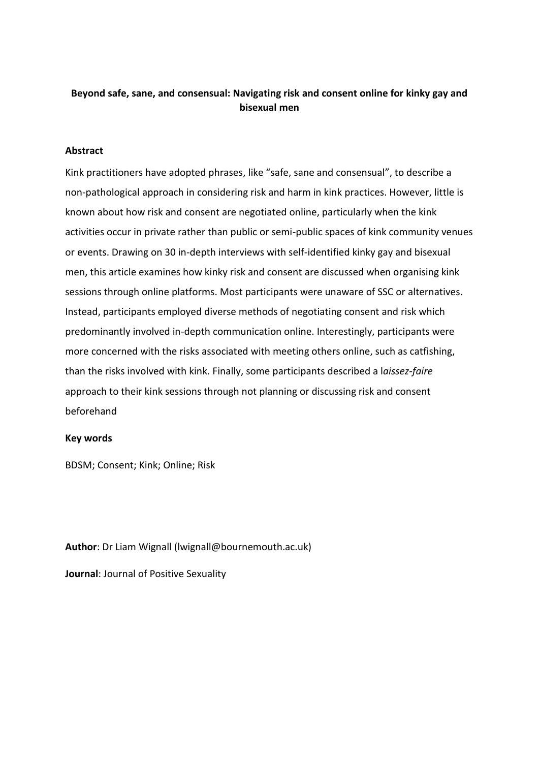**Beyond safe, sane, and consensual: Navigating risk and consent online for kinky gay and bisexual men**

## Abstract

Kink practitioners have adopted phrases, like "safe, sane and consensual", to describe a non-pathological approach in considering risk and harm in kink practices. However, little is known about how risk and consent are negotiated online, particularly when the kink activities occur in private rather than public or semi-public spaces of kink community venues or events. Drawing on 30 in-depth interviews with self-identified kinky gay and bisexual men, this article examines how kinky risk and consent are discussed when organising kink sessions through online platforms. Most participants were unaware of SSC or alternatives. Instead, participants employed diverse methods of negotiating consent and risk which predominantly involved in-depth communication online. Interestingly, participants were more concerned with the risks associated with meeting others online, such as catfishing, than the risks involved with kink. Finally, some participants described a l*aissez-faire* approach to their kink sessions through not planning or discussing risk and consent beforehand

## Key words

BDSM; Consent; Kink; Online; Risk

**Author**: Dr Liam Wignall (lwignall@bournemouth.ac.uk)

**Journal**: Journal of Positive Sexuality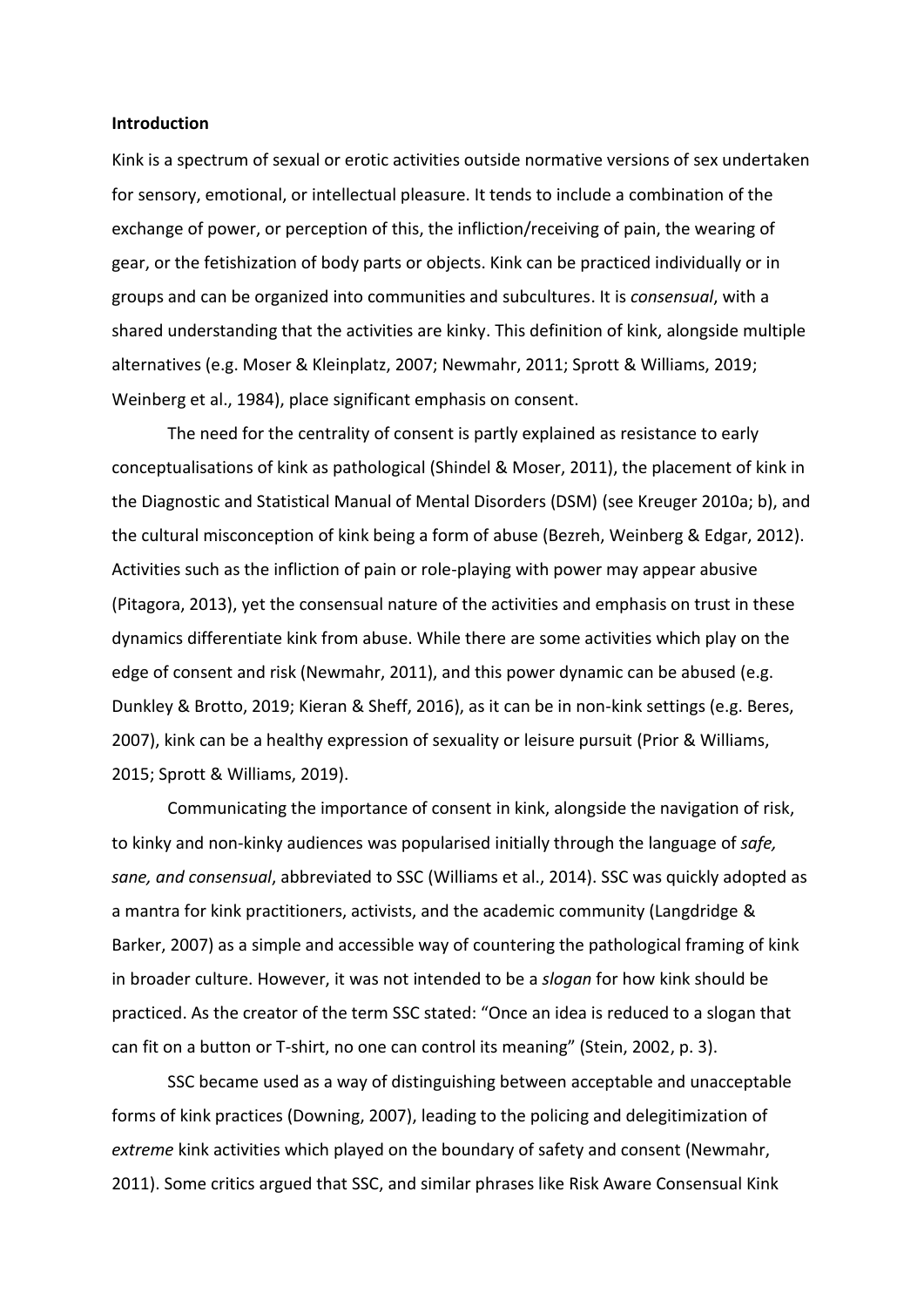**Introduction**

Kink is a spectrum of sexual or erotic activities outside normative versions of sex undertaken for sensory, emotional, or intellectual pleasure. It tends to include a combination of the exchange of power, or perception of this, the infliction/receiving of pain, the wearing of gear, or the fetishization of body parts or objects. Kink can be practiced individually or in groups and can be organized into communities and subcultures. It is *consensual*, with a shared understanding that the activities are kinky. This definition of kink, alongside multiple alternatives (e.g. Moser & Kleinplatz, 2007; Newmahr, 2011; Sprott & Williams, 2019; Weinberg et al., 1984), place significant emphasis on consent.

The need for the centrality of consent is partly explained as resistance to early conceptualisations of kink as pathological (Shindel & Moser, 2011), the placement of kink in the Diagnostic and Statistical Manual of Mental Disorders (DSM) (see Kreuger 2010a; b), and the cultural misconception of kink being a form of abuse (Bezreh, Weinberg & Edgar, 2012). Activities such as the infliction of pain or role-playing with power may appear abusive (Pitagora, 2013), yet the consensual nature of the activities and emphasis on trust in these dynamics differentiate kink from abuse. While there are some activities which play on the edge of consent and risk (Newmahr, 2011), and this power dynamic can be abused (e.g. Dunkley & Brotto, 2019; Kieran & Sheff, 2016), as it can be in non-kink settings (e.g. Beres, 2007), kink can be a healthy expression of sexuality or leisure pursuit (Prior & Williams, 2015; Sprott & Williams, 2019).

Communicating the importance of consent in kink, alongside the navigation of risk, to kinky and non-kinky audiences was popularised initially through the language of *safe, sane, and consensual*, abbreviated to SSC (Williams et al., 2014). SSC was quickly adopted as a mantra for kink practitioners, activists, and the academic community (Langdridge & Barker, 2007) as a simple and accessible way of countering the pathological framing of kink in broader culture. However, it was not intended to be a *slogan* for how kink should be practiced. As the creator of the term SSC stated: "Once an idea is reduced to a slogan that can fit on a button or T-shirt, no one can control its meaning" (Stein, 2002, p. 3).

SSC became used as a way of distinguishing between acceptable and unacceptable forms of kink practices (Downing, 2007), leading to the policing and delegitimization of *extreme* kink activities which played on the boundary of safety and consent (Newmahr, 2011). Some critics argued that SSC, and similar phrases like Risk Aware Consensual Kink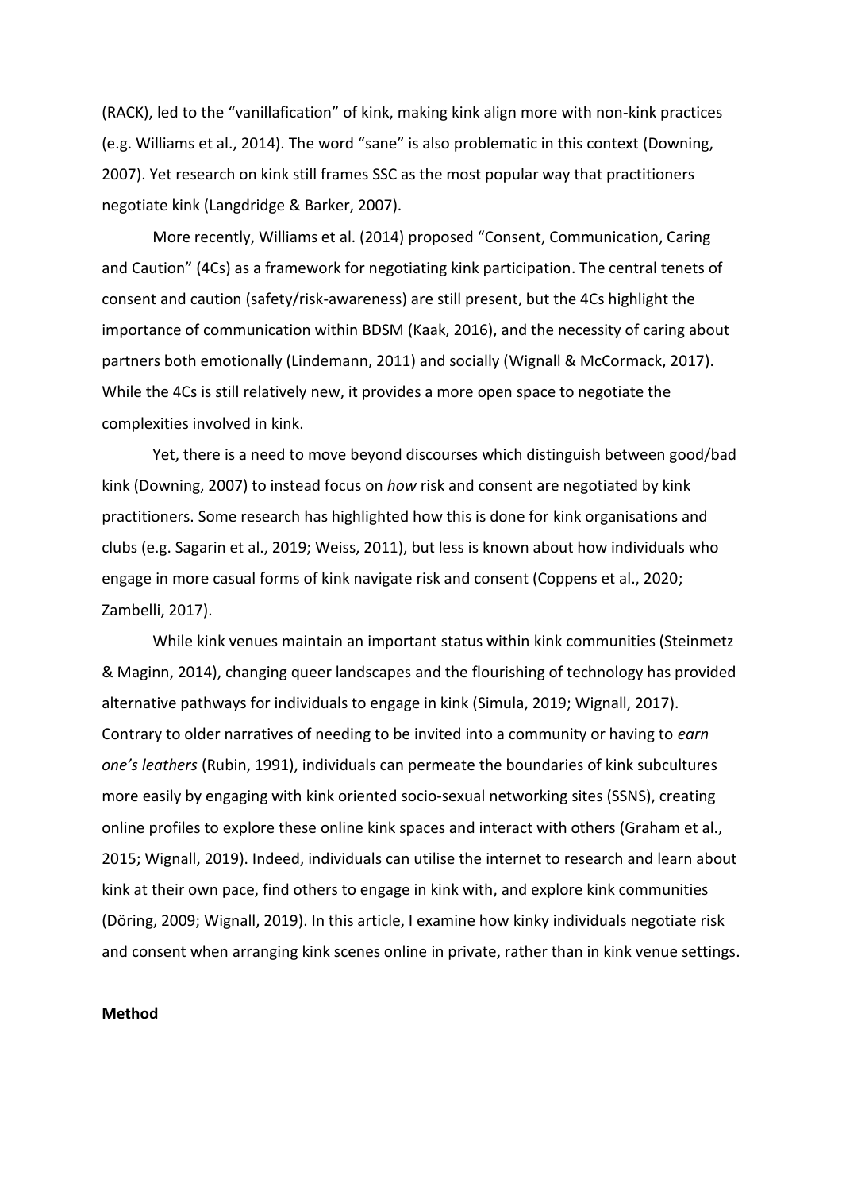(RACK), led to the "vanillafication" of kink, making kink align more with non-kink practices (e.g. Williams et al., 2014). The word "sane" is also problematic in this context (Downing, 2007). Yet research on kink still frames SSC as the most popular way that practitioners negotiate kink (Langdridge & Barker, 2007).

More recently, Williams et al. (2014) proposed "Consent, Communication, Caring and Caution" (4Cs) as a framework for negotiating kink participation. The central tenets of consent and caution (safety/risk-awareness) are still present, but the 4Cs highlight the importance of communication within BDSM (Kaak, 2016), and the necessity of caring about partners both emotionally (Lindemann, 2011) and socially (Wignall & McCormack, 2017). While the 4Cs is still relatively new, it provides a more open space to negotiate the complexities involved in kink.

Yet, there is a need to move beyond discourses which distinguish between good/bad kink (Downing, 2007) to instead focus on *how* risk and consent are negotiated by kink practitioners. Some research has highlighted how this is done for kink organisations and clubs (e.g. Sagarin et al., 2019; Weiss, 2011), but less is known about how individuals who engage in more casual forms of kink navigate risk and consent (Coppens et al., 2020; Zambelli, 2017).

While kink venues maintain an important status within kink communities (Steinmetz & Maginn, 2014), changing queer landscapes and the flourishing of technology has provided alternative pathways for individuals to engage in kink (Simula, 2019; Wignall, 2017). Contrary to older narratives of needing to be invited into a community or having to *earn one's leathers* (Rubin, 1991), individuals can permeate the boundaries of kink subcultures more easily by engaging with kink oriented socio-sexual networking sites (SSNS), creating online profiles to explore these online kink spaces and interact with others (Graham et al., 2015; Wignall, 2019). Indeed, individuals can utilise the internet to research and learn about kink at their own pace, find others to engage in kink with, and explore kink communities (Döring, 2009; Wignall, 2019). In this article, I examine how kinky individuals negotiate risk and consent when arranging kink scenes online in private, rather than in kink venue settings.

## Method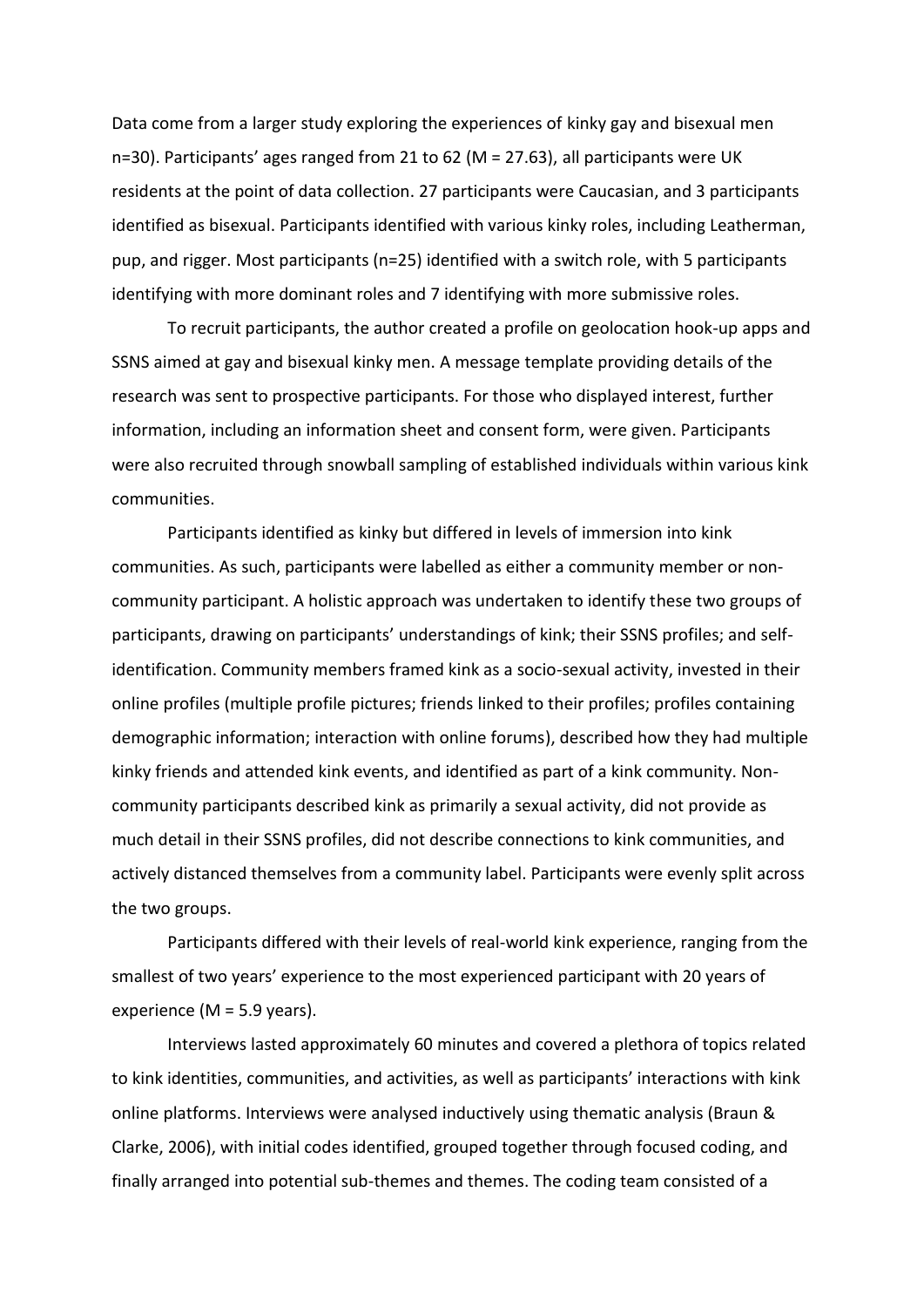Data come from a larger study exploring the experiences of kinky gay and bisexual men n=30). Participants' ages ranged from 21 to 62 (M = 27.63), all participants were UK residents at the point of data collection. 27 participants were Caucasian, and 3 participants identified as bisexual. Participants identified with various kinky roles, including Leatherman, pup, and rigger. Most participants (n=25) identified with a switch role, with 5 participants identifying with more dominant roles and 7 identifying with more submissive roles.

To recruit participants, the author created a profile on geolocation hook-up apps and SSNS aimed at gay and bisexual kinky men. A message template providing details of the research was sent to prospective participants. For those who displayed interest, further information, including an information sheet and consent form, were given. Participants were also recruited through snowball sampling of established individuals within various kink communities.

Participants identified as kinky but differed in levels of immersion into kink communities. As such, participants were labelled as either a community member or non-community participant. A holistic approach was undertaken to identify these two groups of participants, drawing on participants' understandings of kink; their SSNS profiles; and self-identification. Community members framed kink as a socio-sexual activity, invested in their online profiles (multiple profile pictures; friends linked to their profiles; profiles containing demographic information; interaction with online forums), described how they had multiple kinky friends and attended kink events, and identified as part of a kink community. Non-community participants described kink as primarily a sexual activity, did not provide as much detail in their SSNS profiles, did not describe connections to kink communities, and actively distanced themselves from a community label. Participants were evenly split across the two groups.

Participants differed with their levels of real-world kink experience, ranging from the smallest of two years' experience to the most experienced participant with 20 years of experience (M = 5.9 years).

Interviews lasted approximately 60 minutes and covered a plethora of topics related to kink identities, communities, and activities, as well as participants' interactions with kink online platforms. Interviews were analysed inductively using thematic analysis (Braun & Clarke, 2006), with initial codes identified, grouped together through focused coding, and finally arranged into potential sub-themes and themes. The coding team consisted of a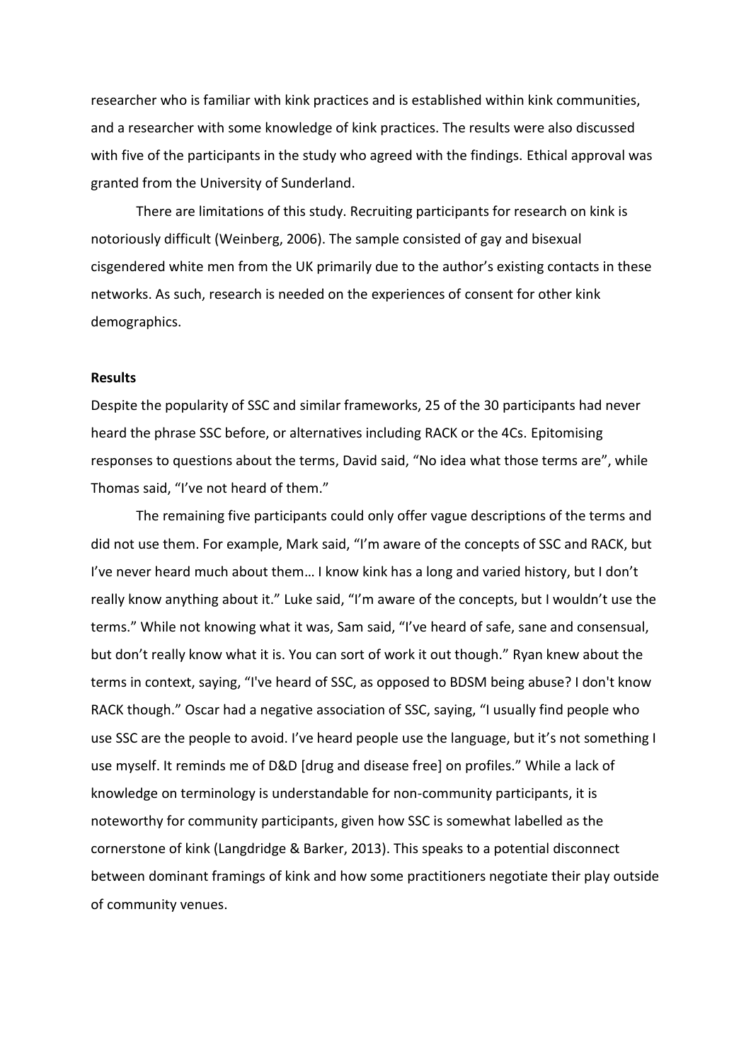researcher who is familiar with kink practices and is established within kink communities, and a researcher with some knowledge of kink practices. The results were also discussed with five of the participants in the study who agreed with the findings. Ethical approval was granted from the University of Sunderland.

There are limitations of this study. Recruiting participants for research on kink is notoriously difficult (Weinberg, 2006). The sample consisted of gay and bisexual cisgendered white men from the UK primarily due to the author's existing contacts in these networks. As such, research is needed on the experiences of consent for other kink demographics.

**Results**

Despite the popularity of SSC and similar frameworks, 25 of the 30 participants had never heard the phrase SSC before, or alternatives including RACK or the 4Cs. Epitomising responses to questions about the terms, David said, "No idea what those terms are", while Thomas said, "I've not heard of them."

The remaining five participants could only offer vague descriptions of the terms and did not use them. For example, Mark said, "I'm aware of the concepts of SSC and RACK, but I've never heard much about them… I know kink has a long and varied history, but I don't really know anything about it." Luke said, "I'm aware of the concepts, but I wouldn't use the terms." While not knowing what it was, Sam said, "I've heard of safe, sane and consensual, but don't really know what it is. You can sort of work it out though." Ryan knew about the terms in context, saying, "I've heard of SSC, as opposed to BDSM being abuse? I don't know RACK though." Oscar had a negative association of SSC, saying, "I usually find people who use SSC are the people to avoid. I've heard people use the language, but it's not something I use myself. It reminds me of D&D [drug and disease free] on profiles." While a lack of knowledge on terminology is understandable for non-community participants, it is noteworthy for community participants, given how SSC is somewhat labelled as the cornerstone of kink (Langdridge & Barker, 2013). This speaks to a potential disconnect between dominant framings of kink and how some practitioners negotiate their play outside of community venues.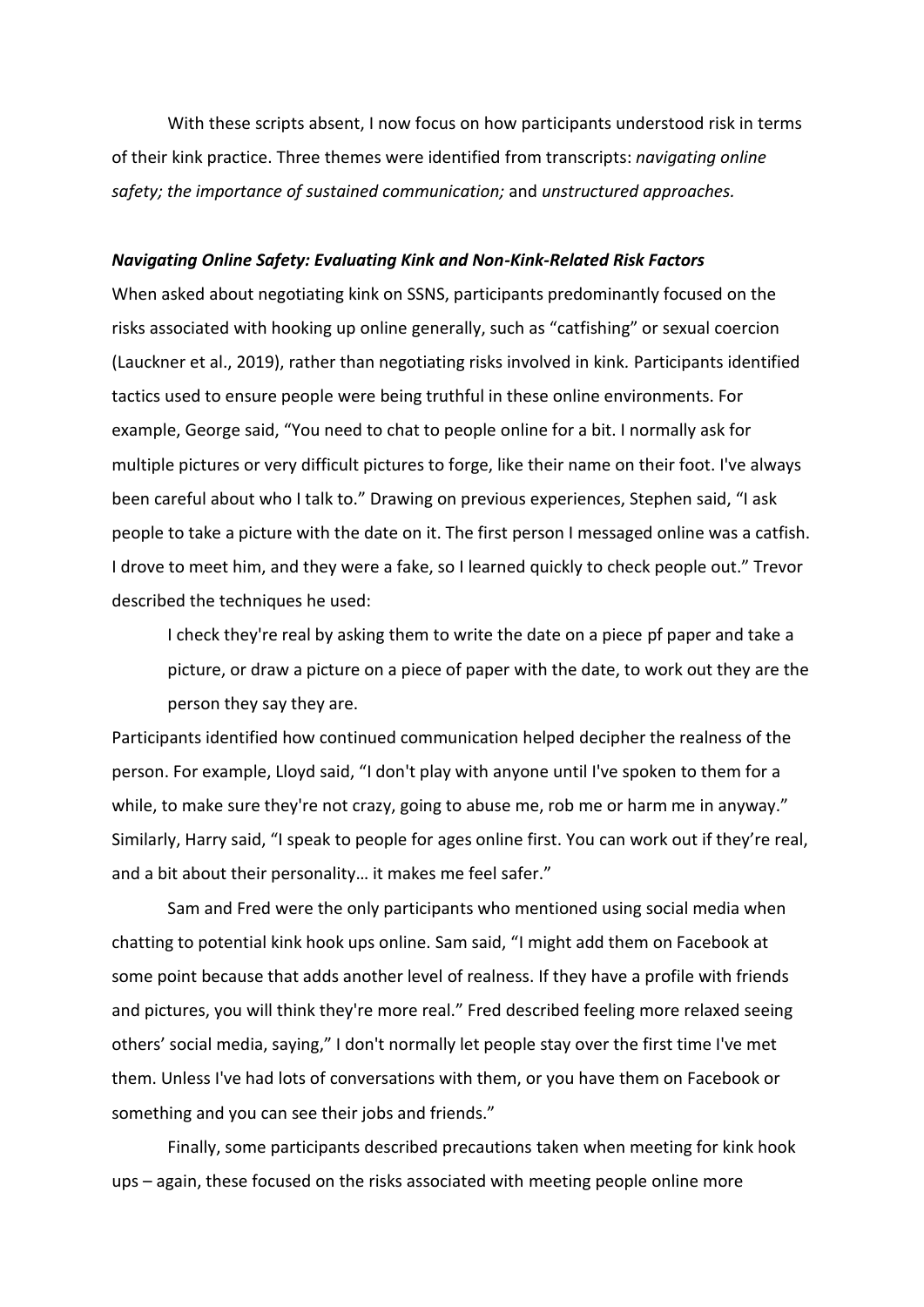With these scripts absent, I now focus on how participants understood risk in terms of their kink practice. Three themes were identified from transcripts: *navigating online safety; the importance of sustained communication;* and *unstructured approaches.*

### *Navigating Online Safety: Evaluating Kink and Non-Kink-Related Risk Factors*

When asked about negotiating kink on SSNS, participants predominantly focused on the risks associated with hooking up online generally, such as "catfishing" or sexual coercion (Lauckner et al., 2019), rather than negotiating risks involved in kink. Participants identified tactics used to ensure people were being truthful in these online environments. For example, George said, "You need to chat to people online for a bit. I normally ask for multiple pictures or very difficult pictures to forge, like their name on their foot. I've always been careful about who I talk to." Drawing on previous experiences, Stephen said, "I ask people to take a picture with the date on it. The first person I messaged online was a catfish. I drove to meet him, and they were a fake, so I learned quickly to check people out." Trevor described the techniques he used:

> I check they're real by asking them to write the date on a piece pf paper and take a picture, or draw a picture on a piece of paper with the date, to work out they are the person they say they are.

Participants identified how continued communication helped decipher the realness of the person. For example, Lloyd said, "I don't play with anyone until I've spoken to them for a while, to make sure they're not crazy, going to abuse me, rob me or harm me in anyway." Similarly, Harry said, "I speak to people for ages online first. You can work out if they're real, and a bit about their personality… it makes me feel safer."

Sam and Fred were the only participants who mentioned using social media when chatting to potential kink hook ups online. Sam said, "I might add them on Facebook at some point because that adds another level of realness. If they have a profile with friends and pictures, you will think they're more real." Fred described feeling more relaxed seeing others' social media, saying," I don't normally let people stay over the first time I've met them. Unless I've had lots of conversations with them, or you have them on Facebook or something and you can see their jobs and friends."

Finally, some participants described precautions taken when meeting for kink hook ups – again, these focused on the risks associated with meeting people online more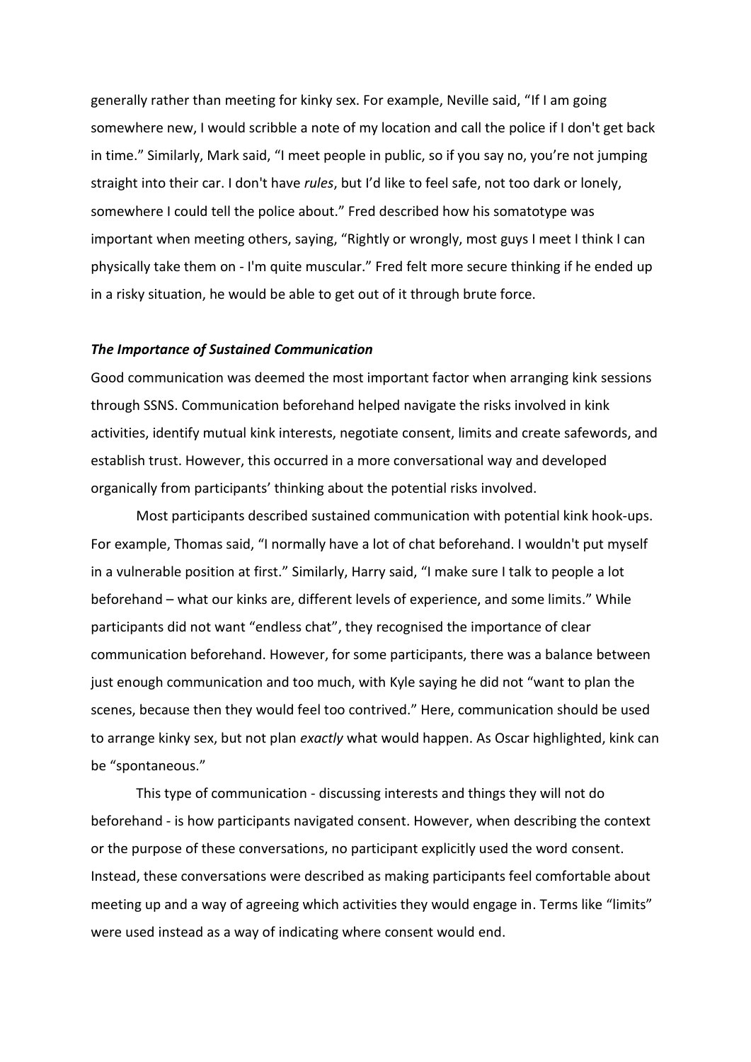generally rather than meeting for kinky sex. For example, Neville said, "If I am going somewhere new, I would scribble a note of my location and call the police if I don't get back in time." Similarly, Mark said, "I meet people in public, so if you say no, you're not jumping straight into their car. I don't have *rules*, but I'd like to feel safe, not too dark or lonely, somewhere I could tell the police about." Fred described how his somatotype was important when meeting others, saying, "Rightly or wrongly, most guys I meet I think I can physically take them on - I'm quite muscular." Fred felt more secure thinking if he ended up in a risky situation, he would be able to get out of it through brute force.

### *The Importance of Sustained Communication*

Good communication was deemed the most important factor when arranging kink sessions through SSNS. Communication beforehand helped navigate the risks involved in kink activities, identify mutual kink interests, negotiate consent, limits and create safewords, and establish trust. However, this occurred in a more conversational way and developed organically from participants' thinking about the potential risks involved.

Most participants described sustained communication with potential kink hook-ups. For example, Thomas said, "I normally have a lot of chat beforehand. I wouldn't put myself in a vulnerable position at first." Similarly, Harry said, "I make sure I talk to people a lot beforehand – what our kinks are, different levels of experience, and some limits." While participants did not want "endless chat", they recognised the importance of clear communication beforehand. However, for some participants, there was a balance between just enough communication and too much, with Kyle saying he did not "want to plan the scenes, because then they would feel too contrived." Here, communication should be used to arrange kinky sex, but not plan *exactly* what would happen. As Oscar highlighted, kink can be "spontaneous."

This type of communication - discussing interests and things they will not do beforehand - is how participants navigated consent. However, when describing the context or the purpose of these conversations, no participant explicitly used the word consent. Instead, these conversations were described as making participants feel comfortable about meeting up and a way of agreeing which activities they would engage in. Terms like "limits" were used instead as a way of indicating where consent would end.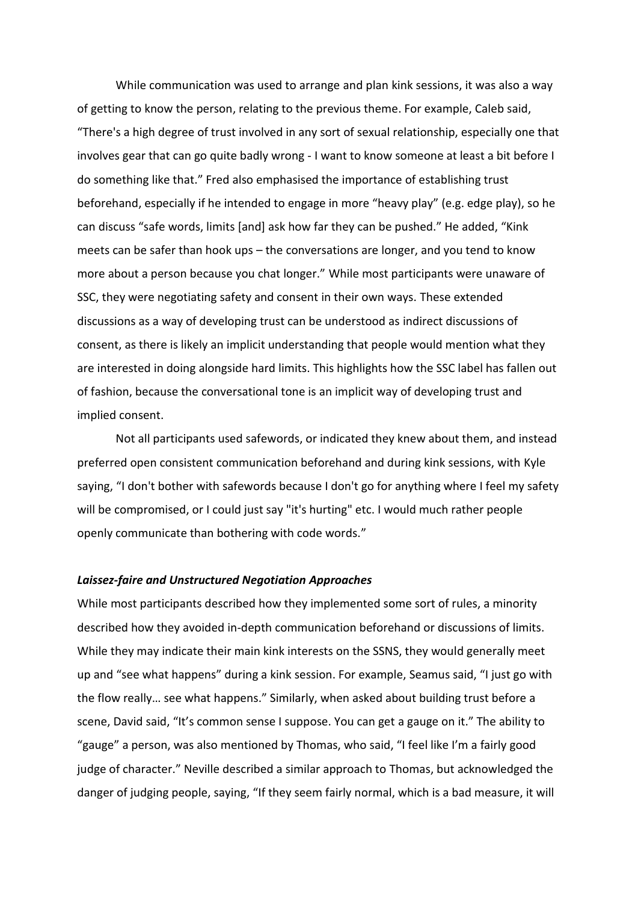While communication was used to arrange and plan kink sessions, it was also a way of getting to know the person, relating to the previous theme. For example, Caleb said, "There's a high degree of trust involved in any sort of sexual relationship, especially one that involves gear that can go quite badly wrong - I want to know someone at least a bit before I do something like that." Fred also emphasised the importance of establishing trust beforehand, especially if he intended to engage in more "heavy play" (e.g. edge play), so he can discuss "safe words, limits [and] ask how far they can be pushed." He added, "Kink meets can be safer than hook ups – the conversations are longer, and you tend to know more about a person because you chat longer." While most participants were unaware of SSC, they were negotiating safety and consent in their own ways. These extended discussions as a way of developing trust can be understood as indirect discussions of consent, as there is likely an implicit understanding that people would mention what they are interested in doing alongside hard limits. This highlights how the SSC label has fallen out of fashion, because the conversational tone is an implicit way of developing trust and implied consent.

Not all participants used safewords, or indicated they knew about them, and instead preferred open consistent communication beforehand and during kink sessions, with Kyle saying, "I don't bother with safewords because I don't go for anything where I feel my safety will be compromised, or I could just say "it's hurting" etc. I would much rather people openly communicate than bothering with code words."

### ***Laissez-faire and Unstructured Negotiation Approaches***

While most participants described how they implemented some sort of rules, a minority described how they avoided in-depth communication beforehand or discussions of limits. While they may indicate their main kink interests on the SSNS, they would generally meet up and "see what happens" during a kink session. For example, Seamus said, "I just go with the flow really… see what happens." Similarly, when asked about building trust before a scene, David said, "It's common sense I suppose. You can get a gauge on it." The ability to "gauge" a person, was also mentioned by Thomas, who said, "I feel like I'm a fairly good judge of character." Neville described a similar approach to Thomas, but acknowledged the danger of judging people, saying, "If they seem fairly normal, which is a bad measure, it will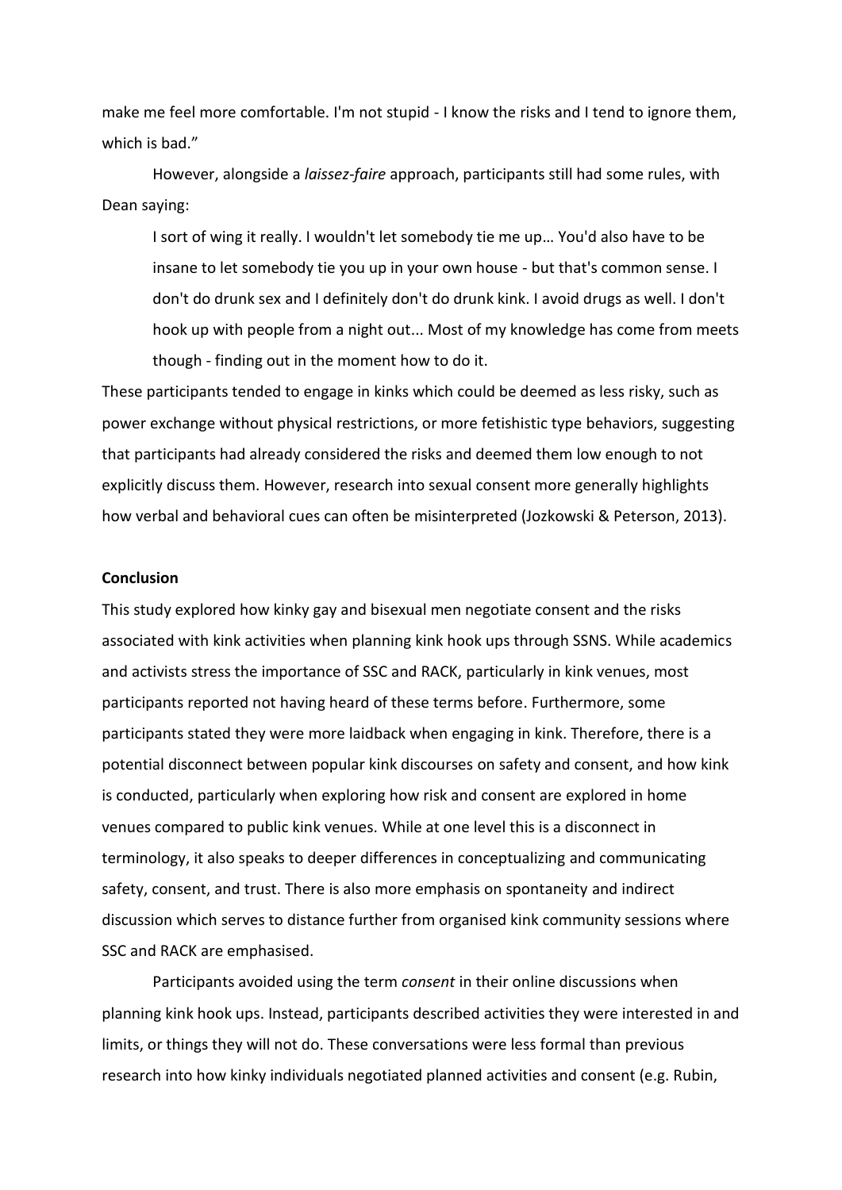make me feel more comfortable. I'm not stupid - I know the risks and I tend to ignore them, which is bad."

However, alongside a *laissez-faire* approach, participants still had some rules, with Dean saying:

> I sort of wing it really. I wouldn't let somebody tie me up… You'd also have to be insane to let somebody tie you up in your own house - but that's common sense. I don't do drunk sex and I definitely don't do drunk kink. I avoid drugs as well. I don't hook up with people from a night out... Most of my knowledge has come from meets though - finding out in the moment how to do it.

These participants tended to engage in kinks which could be deemed as less risky, such as power exchange without physical restrictions, or more fetishistic type behaviors, suggesting that participants had already considered the risks and deemed them low enough to not explicitly discuss them. However, research into sexual consent more generally highlights how verbal and behavioral cues can often be misinterpreted (Jozkowski & Peterson, 2013).

**Conclusion**

This study explored how kinky gay and bisexual men negotiate consent and the risks associated with kink activities when planning kink hook ups through SSNS. While academics and activists stress the importance of SSC and RACK, particularly in kink venues, most participants reported not having heard of these terms before. Furthermore, some participants stated they were more laidback when engaging in kink. Therefore, there is a potential disconnect between popular kink discourses on safety and consent, and how kink is conducted, particularly when exploring how risk and consent are explored in home venues compared to public kink venues. While at one level this is a disconnect in terminology, it also speaks to deeper differences in conceptualizing and communicating safety, consent, and trust. There is also more emphasis on spontaneity and indirect discussion which serves to distance further from organised kink community sessions where SSC and RACK are emphasised.

Participants avoided using the term *consent* in their online discussions when planning kink hook ups. Instead, participants described activities they were interested in and limits, or things they will not do. These conversations were less formal than previous research into how kinky individuals negotiated planned activities and consent (e.g. Rubin,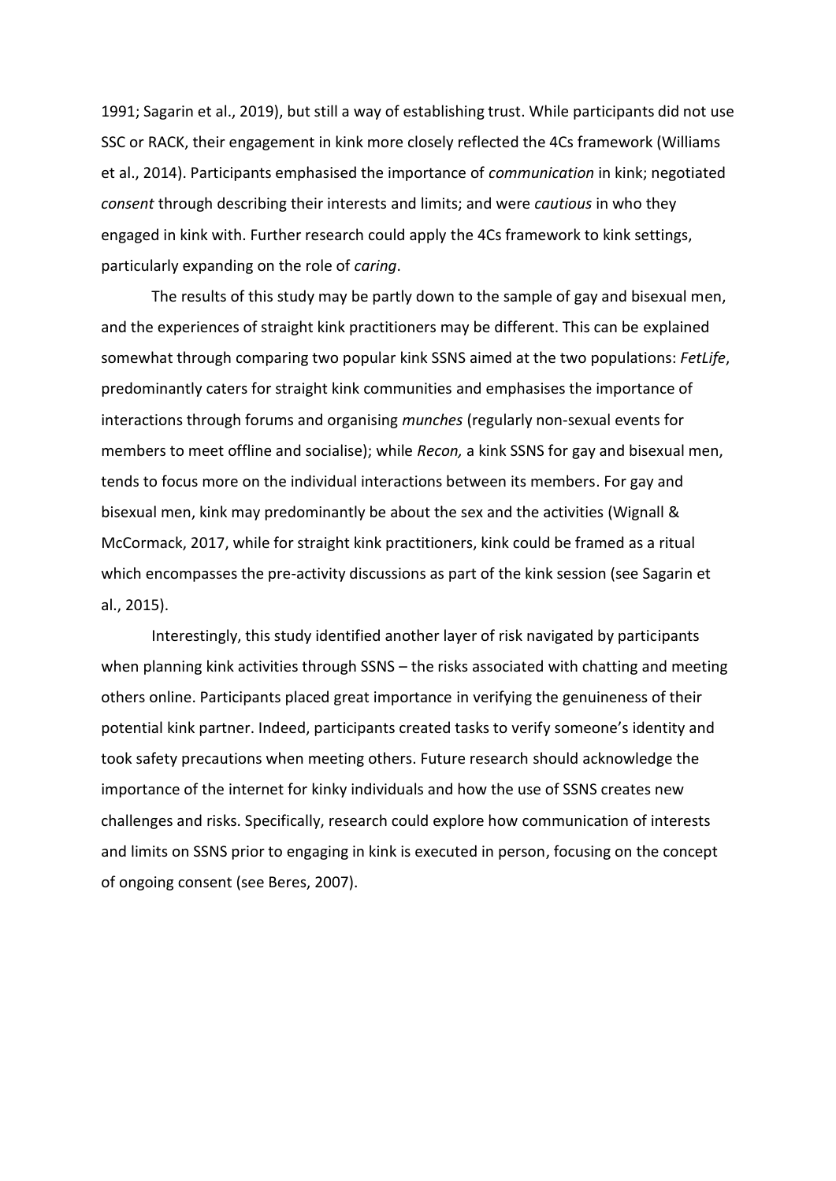1991; Sagarin et al., 2019), but still a way of establishing trust. While participants did not use SSC or RACK, their engagement in kink more closely reflected the 4Cs framework (Williams et al., 2014). Participants emphasised the importance of *communication* in kink; negotiated *consent* through describing their interests and limits; and were *cautious* in who they engaged in kink with. Further research could apply the 4Cs framework to kink settings, particularly expanding on the role of *caring*.

The results of this study may be partly down to the sample of gay and bisexual men, and the experiences of straight kink practitioners may be different. This can be explained somewhat through comparing two popular kink SSNS aimed at the two populations: *FetLife*, predominantly caters for straight kink communities and emphasises the importance of interactions through forums and organising *munches* (regularly non-sexual events for members to meet offline and socialise); while *Recon,* a kink SSNS for gay and bisexual men, tends to focus more on the individual interactions between its members. For gay and bisexual men, kink may predominantly be about the sex and the activities (Wignall & McCormack, 2017, while for straight kink practitioners, kink could be framed as a ritual which encompasses the pre-activity discussions as part of the kink session (see Sagarin et al., 2015).

Interestingly, this study identified another layer of risk navigated by participants when planning kink activities through SSNS – the risks associated with chatting and meeting others online. Participants placed great importance in verifying the genuineness of their potential kink partner. Indeed, participants created tasks to verify someone's identity and took safety precautions when meeting others. Future research should acknowledge the importance of the internet for kinky individuals and how the use of SSNS creates new challenges and risks. Specifically, research could explore how communication of interests and limits on SSNS prior to engaging in kink is executed in person, focusing on the concept of ongoing consent (see Beres, 2007).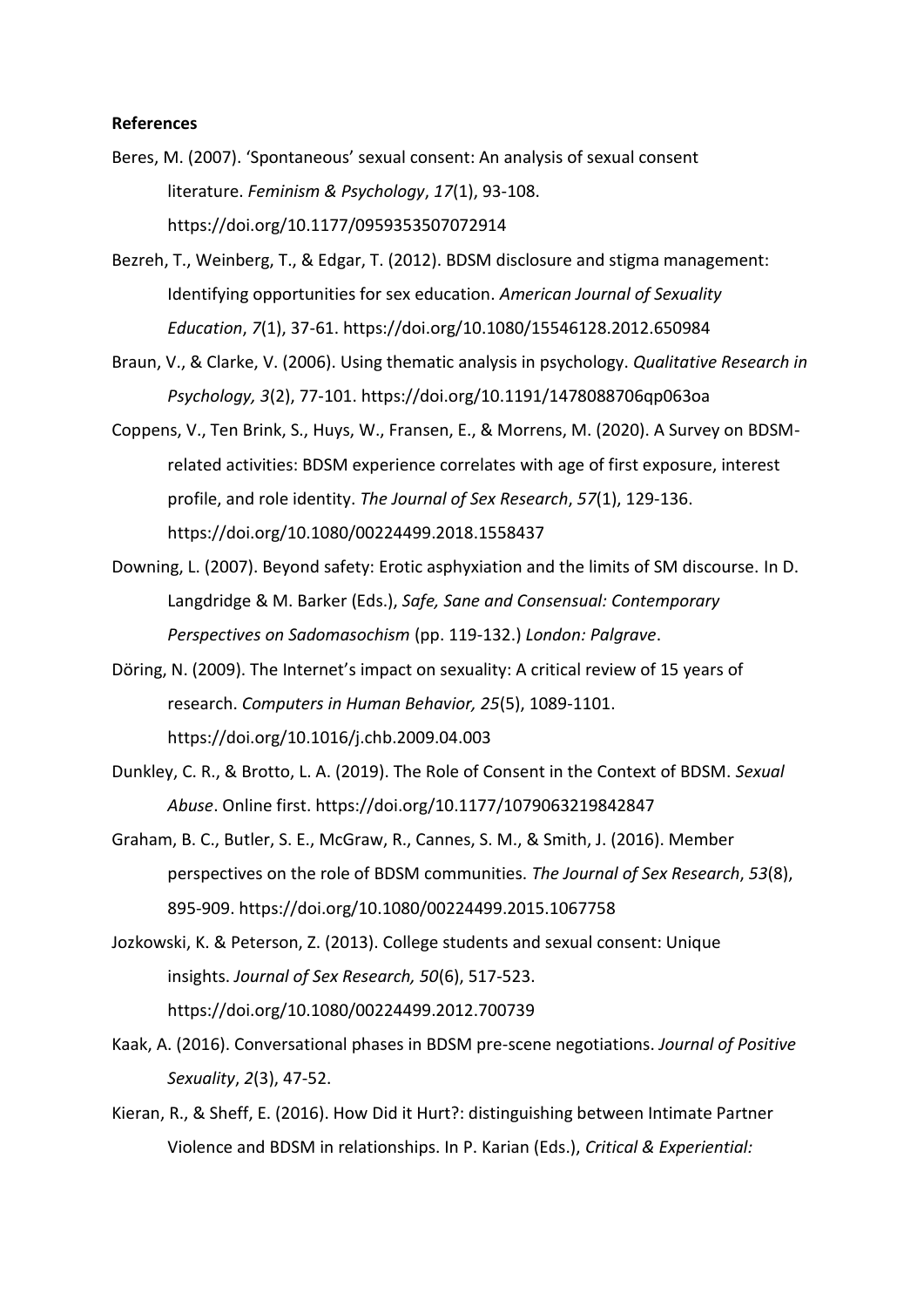**References**

Beres, M. (2007). 'Spontaneous' sexual consent: An analysis of sexual consent literature. *Feminism & Psychology*, *17*(1), 93-108. https://doi.org/10.1177/0959353507072914

Bezreh, T., Weinberg, T., & Edgar, T. (2012). BDSM disclosure and stigma management: Identifying opportunities for sex education. *American Journal of Sexuality Education*, *7*(1), 37-61. https://doi.org/10.1080/15546128.2012.650984

Braun, V., & Clarke, V. (2006). Using thematic analysis in psychology. *Qualitative Research in Psychology, 3*(2), 77-101. https://doi.org/10.1191/1478088706qp063oa

Coppens, V., Ten Brink, S., Huys, W., Fransen, E., & Morrens, M. (2020). A Survey on BDSM-related activities: BDSM experience correlates with age of first exposure, interest profile, and role identity. *The Journal of Sex Research*, *57*(1), 129-136. https://doi.org/10.1080/00224499.2018.1558437

Downing, L. (2007). Beyond safety: Erotic asphyxiation and the limits of SM discourse. In D. Langdridge & M. Barker (Eds.), *Safe, Sane and Consensual: Contemporary Perspectives on Sadomasochism* (pp. 119-132.) *London: Palgrave*.

Döring, N. (2009). The Internet's impact on sexuality: A critical review of 15 years of research. *Computers in Human Behavior, 25*(5), 1089-1101. https://doi.org/10.1016/j.chb.2009.04.003

Dunkley, C. R., & Brotto, L. A. (2019). The Role of Consent in the Context of BDSM. *Sexual Abuse*. Online first. https://doi.org/10.1177/1079063219842847

Graham, B. C., Butler, S. E., McGraw, R., Cannes, S. M., & Smith, J. (2016). Member perspectives on the role of BDSM communities. *The Journal of Sex Research*, *53*(8), 895-909. https://doi.org/10.1080/00224499.2015.1067758

Jozkowski, K. & Peterson, Z. (2013). College students and sexual consent: Unique insights. *Journal of Sex Research, 50*(6), 517-523. https://doi.org/10.1080/00224499.2012.700739

Kaak, A. (2016). Conversational phases in BDSM pre-scene negotiations. *Journal of Positive Sexuality*, *2*(3), 47-52.

Kieran, R., & Sheff, E. (2016). How Did it Hurt?: distinguishing between Intimate Partner Violence and BDSM in relationships. In P. Karian (Eds.), *Critical & Experiential:*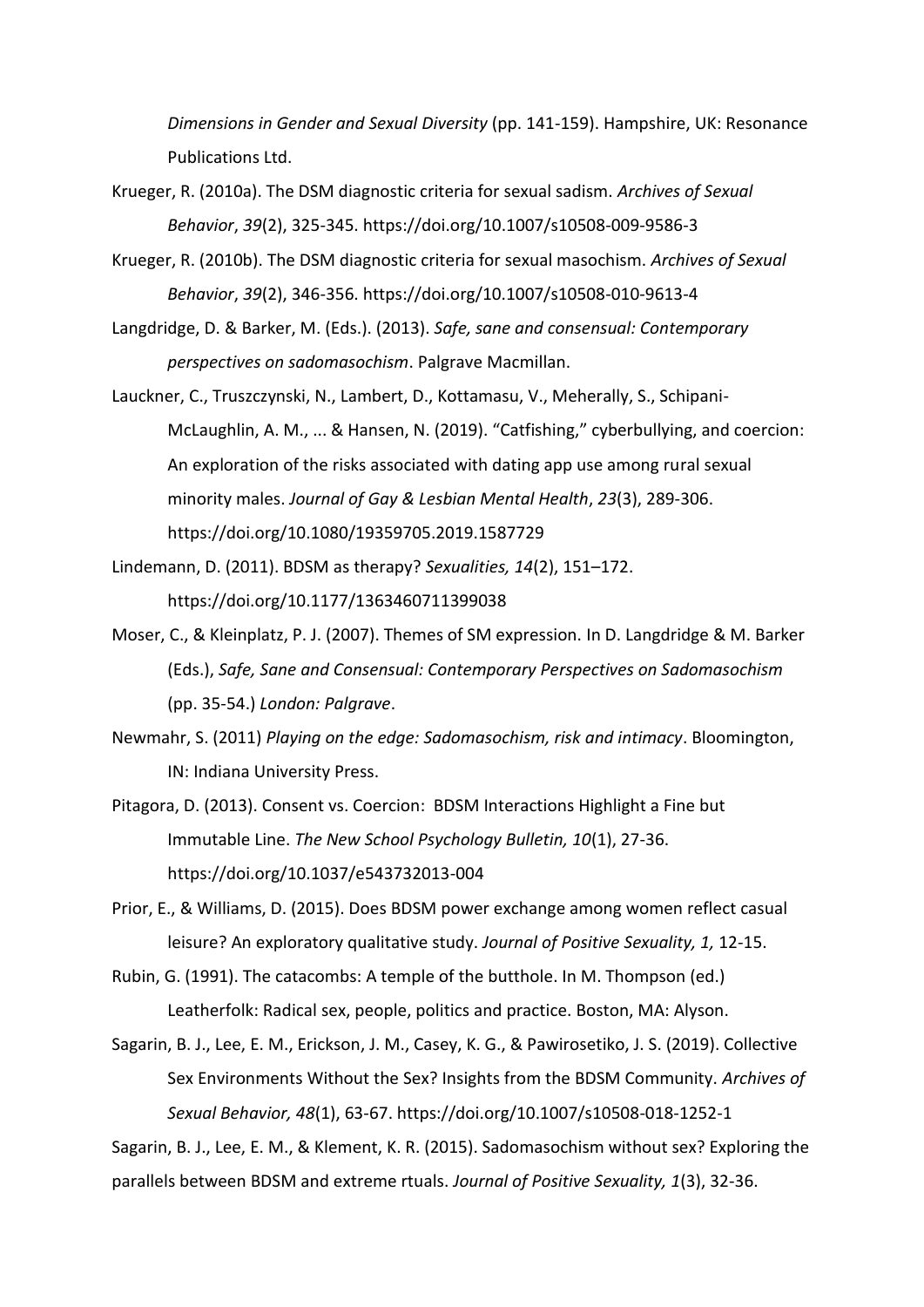*Dimensions in Gender and Sexual Diversity* (pp. 141-159). Hampshire, UK: Resonance Publications Ltd.

Krueger, R. (2010a). The DSM diagnostic criteria for sexual sadism. *Archives of Sexual Behavior*, *39*(2), 325-345. https://doi.org/10.1007/s10508-009-9586-3

Krueger, R. (2010b). The DSM diagnostic criteria for sexual masochism. *Archives of Sexual Behavior*, *39*(2), 346-356. https://doi.org/10.1007/s10508-010-9613-4

Langdridge, D. & Barker, M. (Eds.). (2013). *Safe, sane and consensual: Contemporary perspectives on sadomasochism*. Palgrave Macmillan.

Lauckner, C., Truszczynski, N., Lambert, D., Kottamasu, V., Meherally, S., Schipani-McLaughlin, A. M., ... & Hansen, N. (2019). "Catfishing," cyberbullying, and coercion: An exploration of the risks associated with dating app use among rural sexual minority males. *Journal of Gay & Lesbian Mental Health*, *23*(3), 289-306. https://doi.org/10.1080/19359705.2019.1587729

Lindemann, D. (2011). BDSM as therapy? *Sexualities, 14*(2), 151–172. https://doi.org/10.1177/1363460711399038

Moser, C., & Kleinplatz, P. J. (2007). Themes of SM expression. In D. Langdridge & M. Barker (Eds.), *Safe, Sane and Consensual: Contemporary Perspectives on Sadomasochism* (pp. 35-54.) *London: Palgrave*.

Newmahr, S. (2011) *Playing on the edge: Sadomasochism, risk and intimacy*. Bloomington, IN: Indiana University Press.

Pitagora, D. (2013). Consent vs. Coercion: BDSM Interactions Highlight a Fine but Immutable Line. *The New School Psychology Bulletin, 10*(1), 27-36. https://doi.org/10.1037/e543732013-004

Prior, E., & Williams, D. (2015). Does BDSM power exchange among women reflect casual leisure? An exploratory qualitative study. *Journal of Positive Sexuality, 1,* 12-15.

Rubin, G. (1991). The catacombs: A temple of the butthole. In M. Thompson (ed.) Leatherfolk: Radical sex, people, politics and practice. Boston, MA: Alyson.

Sagarin, B. J., Lee, E. M., Erickson, J. M., Casey, K. G., & Pawirosetiko, J. S. (2019). Collective Sex Environments Without the Sex? Insights from the BDSM Community. *Archives of Sexual Behavior, 48*(1), 63-67. https://doi.org/10.1007/s10508-018-1252-1

Sagarin, B. J., Lee, E. M., & Klement, K. R. (2015). Sadomasochism without sex? Exploring the parallels between BDSM and extreme rtuals. *Journal of Positive Sexuality, 1*(3), 32-36.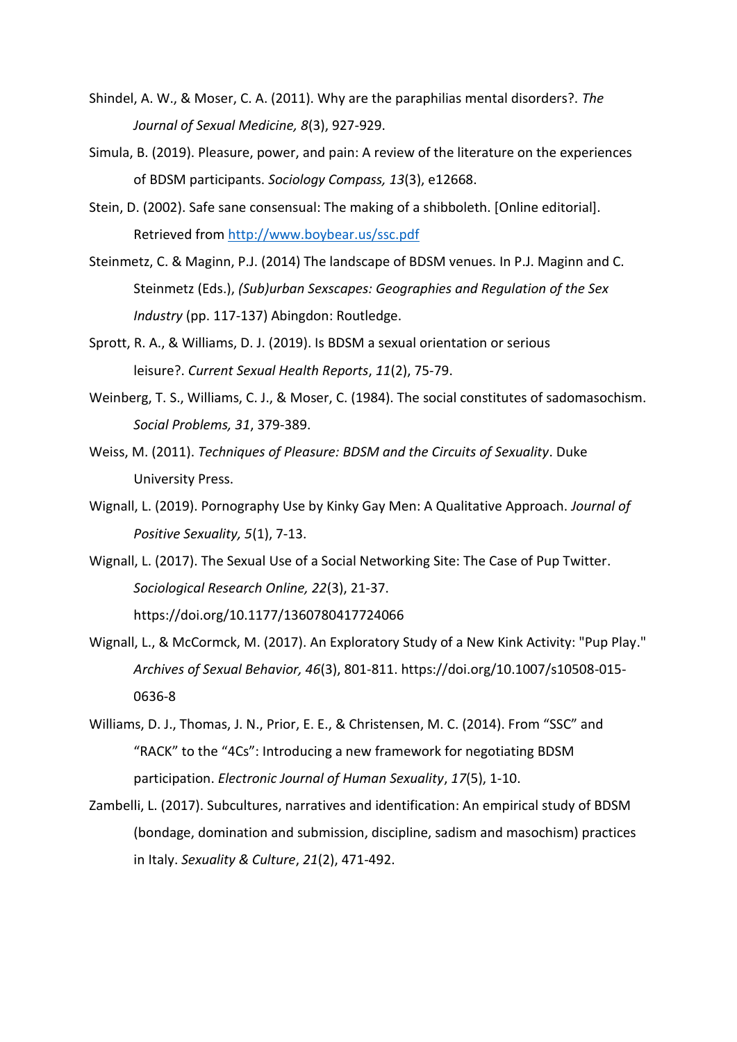Shindel, A. W., & Moser, C. A. (2011). Why are the paraphilias mental disorders?. *The Journal of Sexual Medicine, 8*(3), 927-929.

Simula, B. (2019). Pleasure, power, and pain: A review of the literature on the experiences of BDSM participants. *Sociology Compass, 13*(3), e12668.

Stein, D. (2002). Safe sane consensual: The making of a shibboleth. [Online editorial]. Retrieved from http://www.boybear.us/ssc.pdf

Steinmetz, C. & Maginn, P.J. (2014) The landscape of BDSM venues. In P.J. Maginn and C. Steinmetz (Eds.), *(Sub)urban Sexscapes: Geographies and Regulation of the Sex Industry* (pp. 117-137) Abingdon: Routledge.

Sprott, R. A., & Williams, D. J. (2019). Is BDSM a sexual orientation or serious leisure?. *Current Sexual Health Reports*, *11*(2), 75-79.

Weinberg, T. S., Williams, C. J., & Moser, C. (1984). The social constitutes of sadomasochism. *Social Problems, 31*, 379-389.

Weiss, M. (2011). *Techniques of Pleasure: BDSM and the Circuits of Sexuality*. Duke University Press.

Wignall, L. (2019). Pornography Use by Kinky Gay Men: A Qualitative Approach. *Journal of Positive Sexuality, 5*(1), 7-13.

Wignall, L. (2017). The Sexual Use of a Social Networking Site: The Case of Pup Twitter. *Sociological Research Online, 22*(3), 21-37. https://doi.org/10.1177/1360780417724066

Wignall, L., & McCormck, M. (2017). An Exploratory Study of a New Kink Activity: "Pup Play." *Archives of Sexual Behavior, 46*(3), 801-811. https://doi.org/10.1007/s10508-015-0636-8

Williams, D. J., Thomas, J. N., Prior, E. E., & Christensen, M. C. (2014). From "SSC" and "RACK" to the "4Cs": Introducing a new framework for negotiating BDSM participation. *Electronic Journal of Human Sexuality*, *17*(5), 1-10.

Zambelli, L. (2017). Subcultures, narratives and identification: An empirical study of BDSM (bondage, domination and submission, discipline, sadism and masochism) practices in Italy. *Sexuality & Culture*, *21*(2), 471-492.